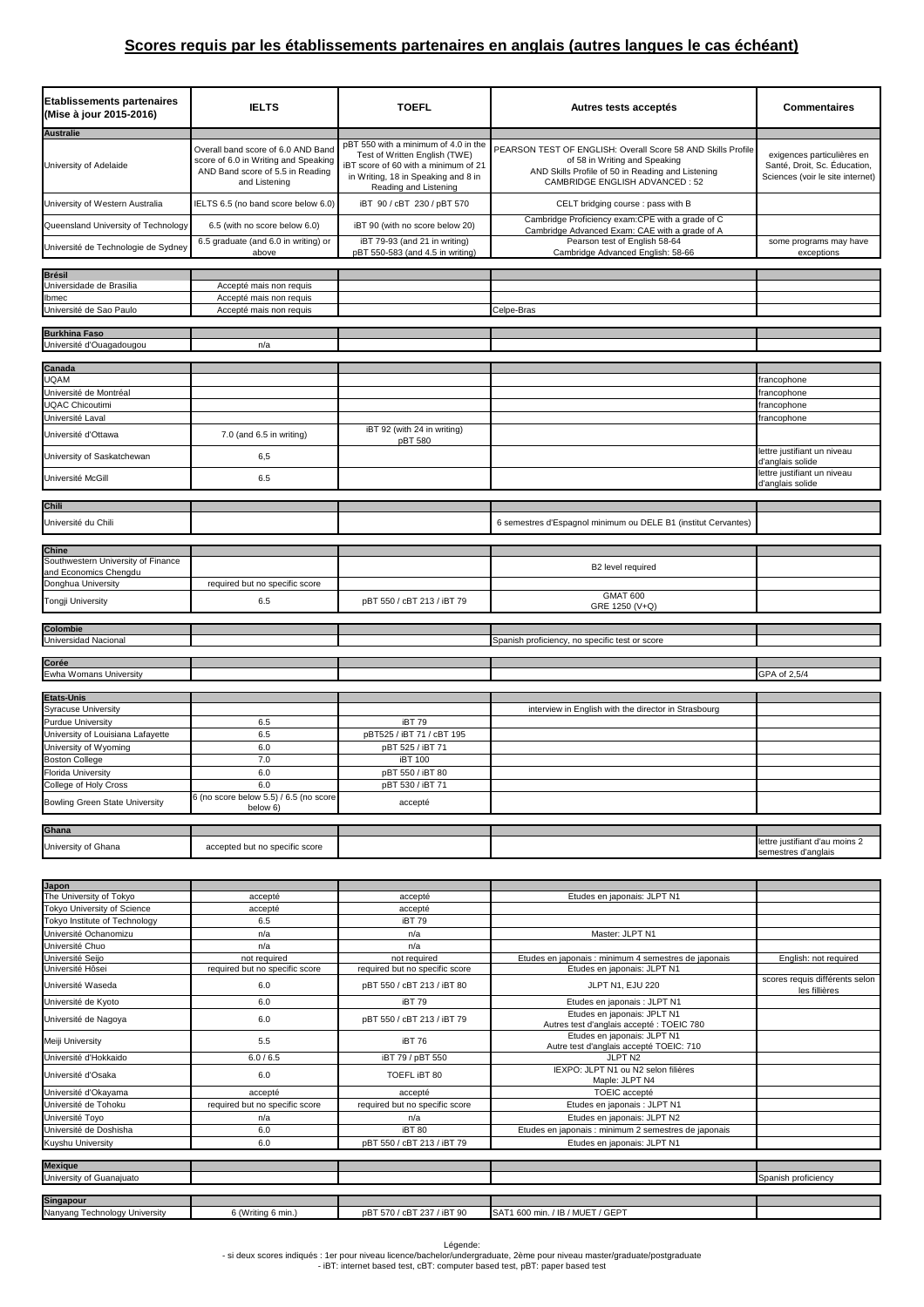## Scores requis par les établissements partenaires en anglais (autres langues le cas échéant)

| Etablissements partenaires (Mise à jour 2015-2016) | IELTS | TOEFL | Autres tests acceptés | Commentaires |
|---|---|---|---|---|
| **Australie** | | | | |
| University of Adelaide | Overall band score of 6.0 AND Band score of 6.0 in Writing and Speaking AND Band score of 5.5 in Reading and Listening | pBT 550 with a minimum of 4.0 in the Test of Written English (TWE) iBT score of 60 with a minimum of 21 in Writing, 18 in Speaking and 8 in Reading and Listening | PEARSON TEST OF ENGLISH: Overall Score 58 AND Skills Profile of 58 in Writing and Speaking AND Skills Profile of 50 in Reading and Listening CAMBRIDGE ENGLISH ADVANCED : 52 | exigences particulières en Santé, Droit, Sc. Éducation, Sciences (voir le site internet) |
| University of Western Australia | IELTS 6.5 (no band score below 6.0) | iBT 90 / cBT 230 / pBT 570 | CELT bridging course : pass with B | |
| Queensland University of Technology | 6.5 (with no score below 6.0) | iBT 90 (with no score below 20) | Cambridge Proficiency exam:CPE with a grade of C Cambridge Advanced Exam: CAE with a grade of A | |
| Université de Technologie de Sydney | 6.5 graduate (and 6.0 in writing) or above | iBT 79-93 (and 21 in writing) pBT 550-583 (and 4.5 in writing) | Pearson test of English 58-64 Cambridge Advanced English: 58-66 | some programs may have exceptions |
| **Brésil** | | | | |
| Universidade de Brasilia | Accepté mais non requis | | | |
| Ibmec | Accepté mais non requis | | | |
| Université de Sao Paulo | Accepté mais non requis | | Celpe-Bras | |
| **Burkhina Faso** | | | | |
| Université d'Ouagadougou | n/a | | | |
| **Canada** | | | | |
| UQAM | | | | francophone |
| Université de Montréal | | | | francophone |
| UQAC Chicoutimi | | | | francophone |
| Université Laval | | | | francophone |
| Université d'Ottawa | 7.0 (and 6.5 in writing) | iBT 92 (with 24 in writing) pBT 580 | | |
| University of Saskatchewan | 6,5 | | | lettre justifiant un niveau d'anglais solide |
| Université McGill | 6.5 | | | lettre justifiant un niveau d'anglais solide |
| **Chili** | | | | |
| Université du Chili | | | 6 semestres d'Espagnol minimum ou DELE B1 (institut Cervantes) | |
| **Chine** | | | | |
| Southwestern University of Finance and Economics Chengdu | | | B2 level required | |
| Donghua University | required but no specific score | | | |
| Tongji University | 6.5 | pBT 550 / cBT 213 / iBT 79 | GMAT 600 GRE 1250 (V+Q) | |
| **Colombie** | | | | |
| Universidad Nacional | | | Spanish proficiency, no specific test or score | |
| **Corée** | | | | |
| Ewha Womans University | | | | GPA of 2,5/4 |
| **Etats-Unis** | | | | |
| Syracuse University | | | interview in English with the director in Strasbourg | |
| Purdue University | 6.5 | iBT 79 | | |
| University of Louisiana Lafayette | 6.5 | pBT525 / iBT 71 / cBT 195 | | |
| University of Wyoming | 6.0 | pBT 525 / iBT 71 | | |
| Boston College | 7.0 | iBT 100 | | |
| Florida University | 6.0 | pBT 550 / iBT 80 | | |
| College of Holy Cross | 6.0 | pBT 530 / iBT 71 | | |
| Bowling Green State University | 6 (no score below 5.5) / 6.5 (no score below 6) | accepté | | |
| **Ghana** | | | | |
| University of Ghana | accepted but no specific score | | | lettre justifiant d'au moins 2 semestres d'anglais |
| **Japon** | | | | |
| The University of Tokyo | accepté | accepté | Etudes en japonais: JLPT N1 | |
| Tokyo University of Science | accepté | accepté | | |
| Tokyo Institute of Technology | 6.5 | iBT 79 | | |
| Université Ochanomizu | n/a | n/a | Master: JLPT N1 | |
| Université Chuo | n/a | n/a | | |
| Université Seijo | not required | not required | Etudes en japonais : minimum 4 semestres de japonais | English: not required |
| Université Hôsei | required but no specific score | required but no specific score | Etudes en japonais: JLPT N1 | |
| Université Waseda | 6.0 | pBT 550 / cBT 213 / iBT 80 | JLPT N1, EJU 220 | scores requis différents selon les fillières |
| Université de Kyoto | 6.0 | iBT 79 | Etudes en japonais : JLPT N1 | |
| Université de Nagoya | 6.0 | pBT 550 / cBT 213 / iBT 79 | Etudes en japonais: JPLT N1 Autres test d'anglais accepté : TOEIC 780 | |
| Meiji University | 5.5 | iBT 76 | Etudes en japonais: JLPT N1 Autre test d'anglais accepté TOEIC: 710 | |
| Université d'Hokkaido | 6.0 / 6.5 | iBT 79 / pBT 550 | JLPT N2 | |
| Université d'Osaka | 6.0 | TOEFL iBT 80 | IEXPO: JLPT N1 ou N2 selon filières Maple: JLPT N4 | |
| Université d'Okayama | accepté | accepté | TOEIC accepté | |
| Université de Tohoku | required but no specific score | required but no specific score | Etudes en japonais : JLPT N1 | |
| Université Toyo | n/a | n/a | Etudes en japonais: JLPT N2 | |
| Université de Doshisha | 6.0 | iBT 80 | Etudes en japonais : minimum 2 semestres de japonais | |
| Kuyshu University | 6.0 | pBT 550 / cBT 213 / iBT 79 | Etudes en japonais: JLPT N1 | |
| **Mexique** | | | | |
| University of Guanajuato | | | | Spanish proficiency |
| **Singapour** | | | | |
| Nanyang Technology University | 6 (Writing 6 min.) | pBT 570 / cBT 237 / iBT 90 | SAT1 600 min. / IB / MUET / GEPT | |

Légende:
- si deux scores indiqués : 1er pour niveau licence/bachelor/undergraduate, 2ème pour niveau master/graduate/postgraduate
- iBT: internet based test, cBT: computer based test, pBT: paper based test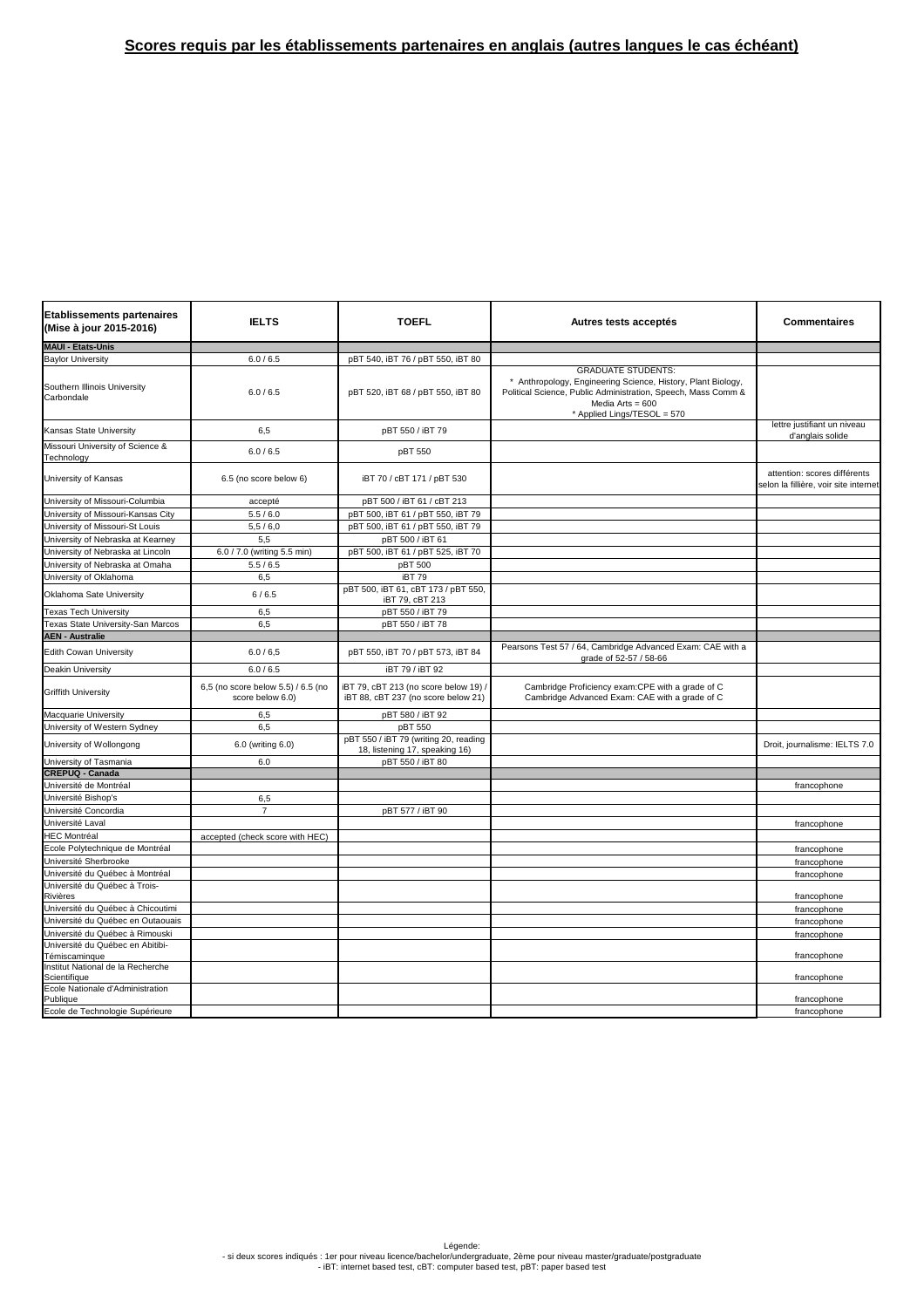## Scores requis par les établissements partenaires en anglais (autres langues le cas échéant)

| Etablissements partenaires (Mise à jour 2015-2016) | IELTS | TOEFL | Autres tests acceptés | Commentaires |
|---|---|---|---|---|
| **MAUI - Etats-Unis** | | | | |
| Baylor University | 6.0 / 6.5 | pBT 540, iBT 76 / pBT 550, iBT 80 | | |
| Southern Illinois University Carbondale | 6.0 / 6.5 | pBT 520, iBT 68 / pBT 550, iBT 80 | GRADUATE STUDENTS: * Anthropology, Engineering Science, History, Plant Biology, Political Science, Public Administration, Speech, Mass Comm & Media Arts = 600 * Applied Lings/TESOL = 570 | |
| Kansas State University | 6,5 | pBT 550 / iBT 79 | | lettre justifiant un niveau d'anglais solide |
| Missouri University of Science & Technology | 6.0 / 6.5 | pBT 550 | | |
| University of Kansas | 6.5 (no score below 6) | iBT 70 / cBT 171 / pBT 530 | | attention: scores différents selon la fillière, voir site internet |
| University of Missouri-Columbia | accepté | pBT 500 / iBT 61 / cBT 213 | | |
| University of Missouri-Kansas City | 5.5 / 6.0 | pBT 500, iBT 61 / pBT 550, iBT 79 | | |
| University of Missouri-St Louis | 5,5 / 6,0 | pBT 500, iBT 61 / pBT 550, iBT 79 | | |
| University of Nebraska at Kearney | 5,5 | pBT 500 / iBT 61 | | |
| University of Nebraska at Lincoln | 6.0 / 7.0 (writing 5.5 min) | pBT 500, iBT 61 / pBT 525, iBT 70 | | |
| University of Nebraska at Omaha | 5.5 / 6.5 | pBT 500 | | |
| University of Oklahoma | 6,5 | iBT 79 | | |
| Oklahoma Sate University | 6 / 6.5 | pBT 500, iBT 61, cBT 173 / pBT 550, iBT 79, cBT 213 | | |
| Texas Tech University | 6,5 | pBT 550 / iBT 79 | | |
| Texas State University-San Marcos | 6,5 | pBT 550 / iBT 78 | | |
| **AEN - Australie** | | | | |
| Edith Cowan University | 6.0 / 6,5 | pBT 550, iBT 70 / pBT 573, iBT 84 | Pearsons Test 57 / 64, Cambridge Advanced Exam: CAE with a grade of 52-57 / 58-66 | |
| Deakin University | 6.0 / 6.5 | iBT 79 / iBT 92 | | |
| Griffith University | 6,5 (no score below 5.5) / 6.5 (no score below 6.0) | iBT 79, cBT 213 (no score below 19) / iBT 88, cBT 237 (no score below 21) | Cambridge Proficiency exam:CPE with a grade of C Cambridge Advanced Exam: CAE with a grade of C | |
| Macquarie University | 6,5 | pBT 580 / iBT 92 | | |
| University of Western Sydney | 6,5 | pBT 550 | | |
| University of Wollongong | 6.0 (writing 6.0) | pBT 550 / iBT 79 (writing 20, reading 18, listening 17, speaking 16) | | Droit, journalisme: IELTS 7.0 |
| University of Tasmania | 6.0 | pBT 550 / iBT 80 | | |
| **CREPUQ - Canada** | | | | |
| Université de Montréal | | | | francophone |
| Université Bishop's | 6,5 | | | |
| Université Concordia | 7 | pBT 577 / iBT 90 | | |
| Université Laval | | | | francophone |
| HEC Montréal | accepted (check score with HEC) | | | |
| Ecole Polytechnique de Montréal | | | | francophone |
| Université Sherbrooke | | | | francophone |
| Université du Québec à Montréal | | | | francophone |
| Université du Québec à Trois-Rivières | | | | francophone |
| Université du Québec à Chicoutimi | | | | francophone |
| Université du Québec en Outaouais | | | | francophone |
| Université du Québec à Rimouski | | | | francophone |
| Université du Québec en Abitibi-Témiscaminque | | | | francophone |
| Institut National de la Recherche Scientifique | | | | francophone |
| Ecole Nationale d'Administration Publique | | | | francophone |
| Ecole de Technologie Supérieure | | | | francophone |

Légende:
- si deux scores indiqués : 1er pour niveau licence/bachelor/undergraduate, 2ème pour niveau master/graduate/postgraduate
- iBT: internet based test, cBT: computer based test, pBT: paper based test